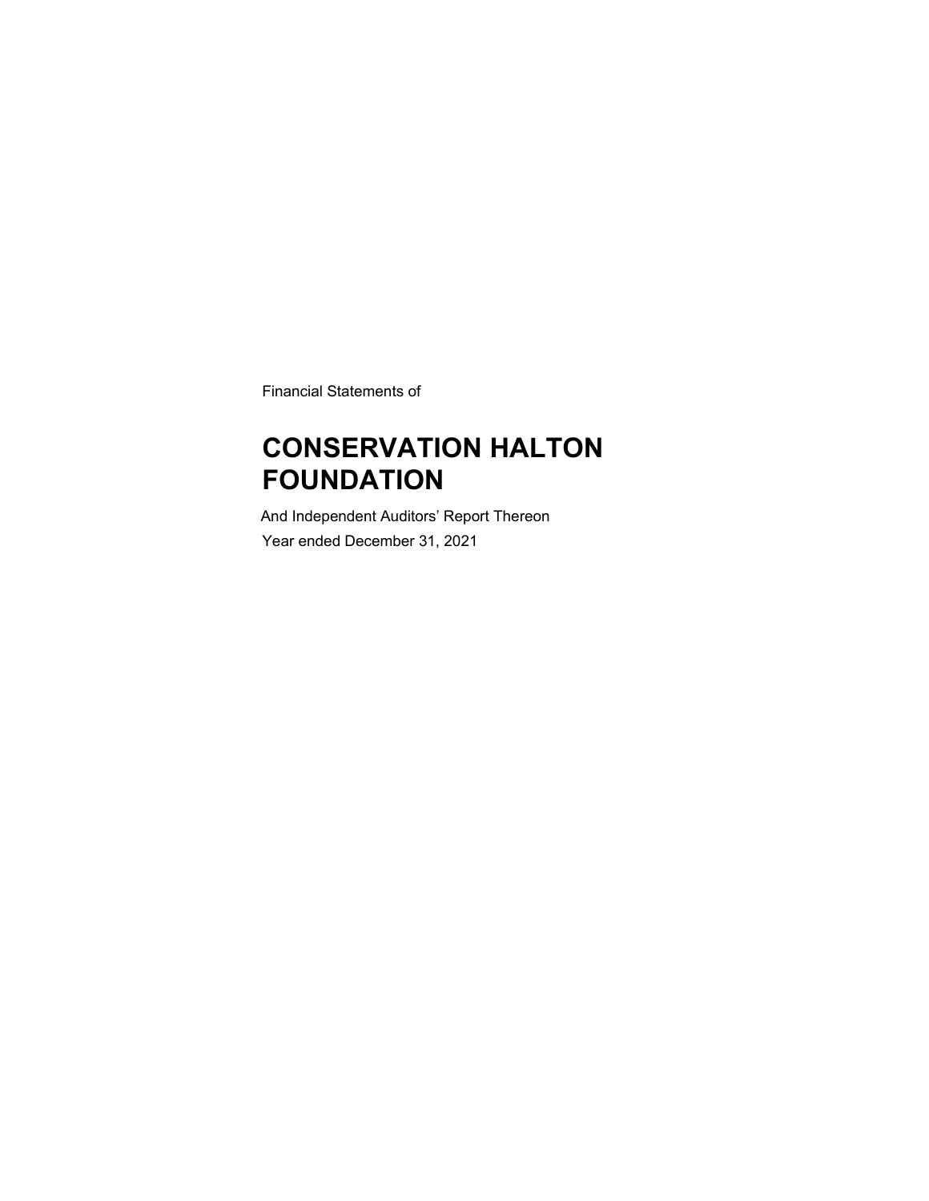Financial Statements of

# CONSERVATION HALTON FOUNDATION

And Independent Auditors' Report Thereon

Year ended December 31, 2021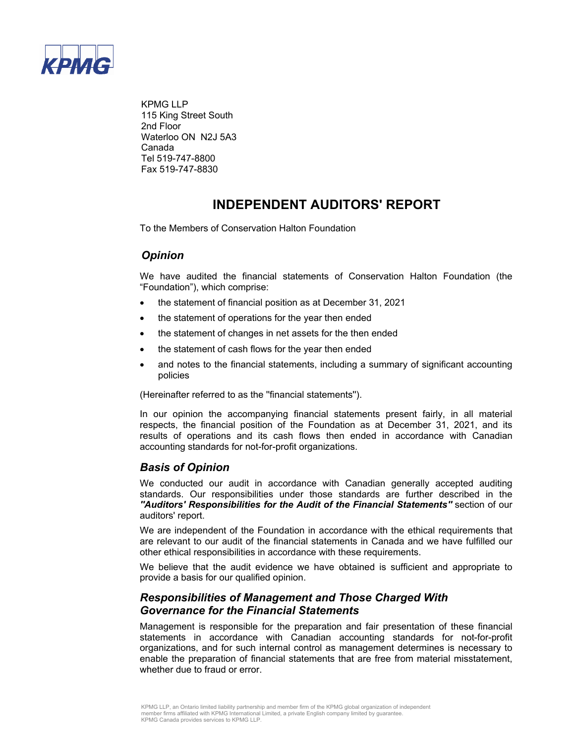KPMG LLP
115 King Street South
2nd Floor
Waterloo ON N2J 5A3
Canada
Tel 519-747-8800
Fax 519-747-8830

# INDEPENDENT AUDITORS' REPORT

To the Members of Conservation Halton Foundation

## *Opinion*

We have audited the financial statements of Conservation Halton Foundation (the "Foundation"), which comprise:

- the statement of financial position as at December 31, 2021
- the statement of operations for the year then ended
- the statement of changes in net assets for the then ended
- the statement of cash flows for the year then ended
- and notes to the financial statements, including a summary of significant accounting policies

(Hereinafter referred to as the ''financial statements'').

In our opinion the accompanying financial statements present fairly, in all material respects, the financial position of the Foundation as at December 31, 2021, and its results of operations and its cash flows then ended in accordance with Canadian accounting standards for not-for-profit organizations.

## *Basis of Opinion*

We conducted our audit in accordance with Canadian generally accepted auditing standards. Our responsibilities under those standards are further described in the ***"Auditors' Responsibilities for the Audit of the Financial Statements"*** section of our auditors' report.

We are independent of the Foundation in accordance with the ethical requirements that are relevant to our audit of the financial statements in Canada and we have fulfilled our other ethical responsibilities in accordance with these requirements.

We believe that the audit evidence we have obtained is sufficient and appropriate to provide a basis for our qualified opinion.

## *Responsibilities of Management and Those Charged With Governance for the Financial Statements*

Management is responsible for the preparation and fair presentation of these financial statements in accordance with Canadian accounting standards for not-for-profit organizations, and for such internal control as management determines is necessary to enable the preparation of financial statements that are free from material misstatement, whether due to fraud or error.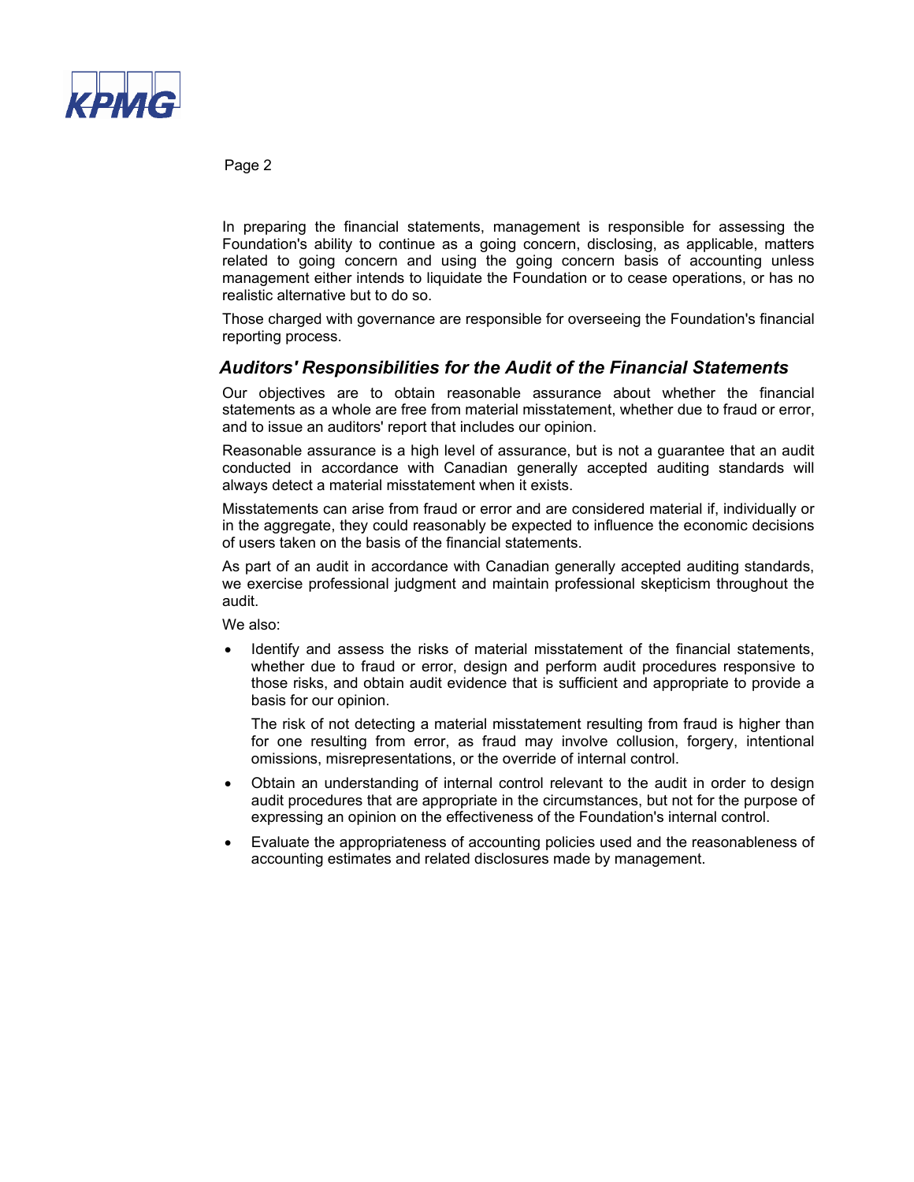In preparing the financial statements, management is responsible for assessing the Foundation's ability to continue as a going concern, disclosing, as applicable, matters related to going concern and using the going concern basis of accounting unless management either intends to liquidate the Foundation or to cease operations, or has no realistic alternative but to do so.

Those charged with governance are responsible for overseeing the Foundation's financial reporting process.

### *Auditors' Responsibilities for the Audit of the Financial Statements*

Our objectives are to obtain reasonable assurance about whether the financial statements as a whole are free from material misstatement, whether due to fraud or error, and to issue an auditors' report that includes our opinion.

Reasonable assurance is a high level of assurance, but is not a guarantee that an audit conducted in accordance with Canadian generally accepted auditing standards will always detect a material misstatement when it exists.

Misstatements can arise from fraud or error and are considered material if, individually or in the aggregate, they could reasonably be expected to influence the economic decisions of users taken on the basis of the financial statements.

As part of an audit in accordance with Canadian generally accepted auditing standards, we exercise professional judgment and maintain professional skepticism throughout the audit.

We also:

- Identify and assess the risks of material misstatement of the financial statements, whether due to fraud or error, design and perform audit procedures responsive to those risks, and obtain audit evidence that is sufficient and appropriate to provide a basis for our opinion.

  The risk of not detecting a material misstatement resulting from fraud is higher than for one resulting from error, as fraud may involve collusion, forgery, intentional omissions, misrepresentations, or the override of internal control.

- Obtain an understanding of internal control relevant to the audit in order to design audit procedures that are appropriate in the circumstances, but not for the purpose of expressing an opinion on the effectiveness of the Foundation's internal control.

- Evaluate the appropriateness of accounting policies used and the reasonableness of accounting estimates and related disclosures made by management.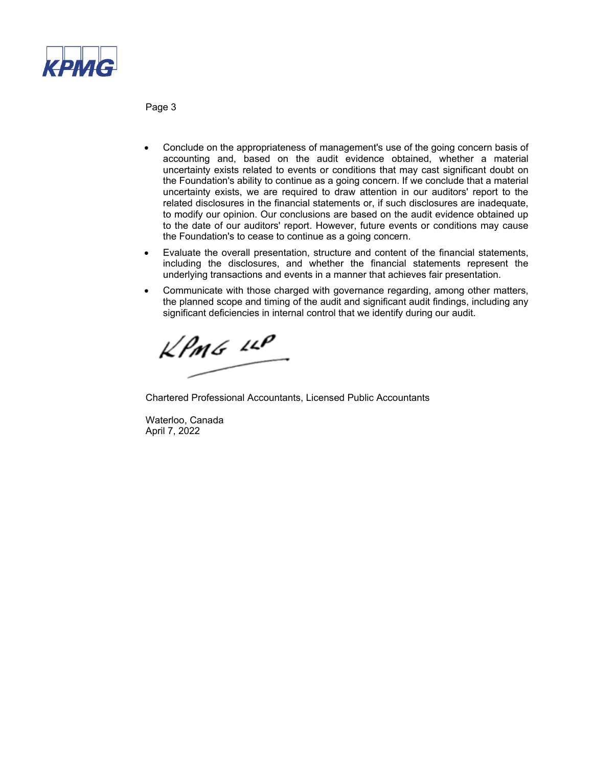- Conclude on the appropriateness of management's use of the going concern basis of accounting and, based on the audit evidence obtained, whether a material uncertainty exists related to events or conditions that may cast significant doubt on the Foundation's ability to continue as a going concern. If we conclude that a material uncertainty exists, we are required to draw attention in our auditors' report to the related disclosures in the financial statements or, if such disclosures are inadequate, to modify our opinion. Our conclusions are based on the audit evidence obtained up to the date of our auditors' report. However, future events or conditions may cause the Foundation's to cease to continue as a going concern.
- Evaluate the overall presentation, structure and content of the financial statements, including the disclosures, and whether the financial statements represent the underlying transactions and events in a manner that achieves fair presentation.
- Communicate with those charged with governance regarding, among other matters, the planned scope and timing of the audit and significant audit findings, including any significant deficiencies in internal control that we identify during our audit.

KPMG LLP

Chartered Professional Accountants, Licensed Public Accountants

Waterloo, Canada
April 7, 2022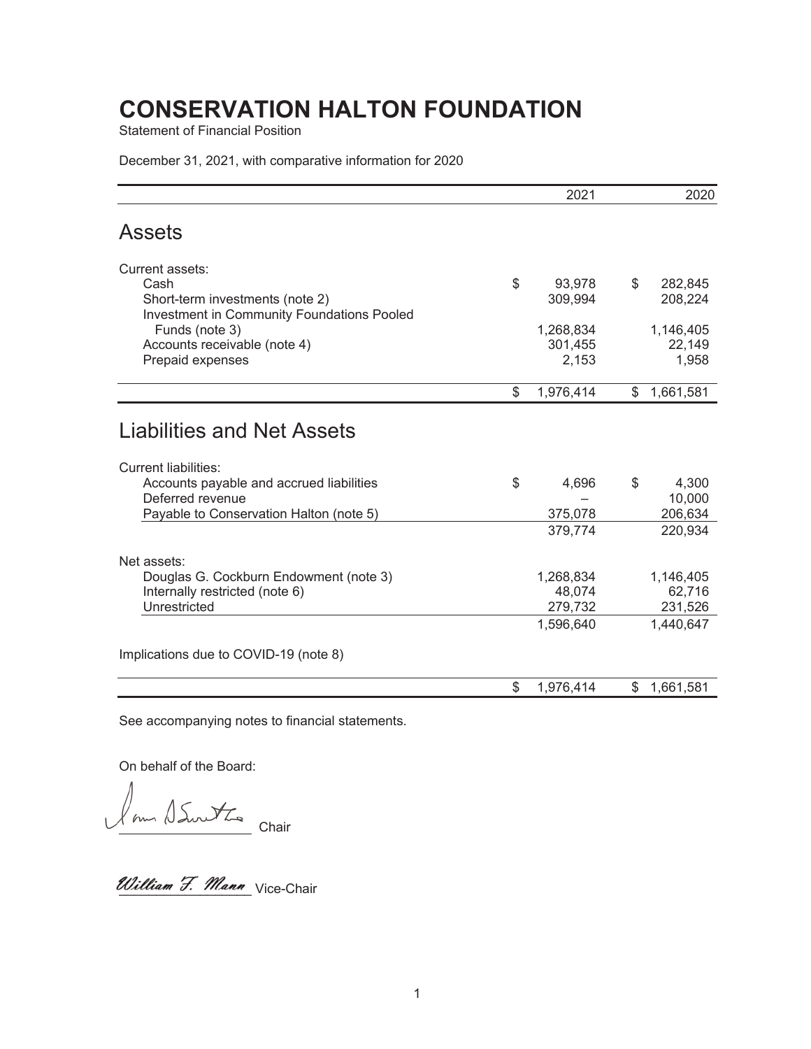# CONSERVATION HALTON FOUNDATION

Statement of Financial Position

December 31, 2021, with comparative information for 2020

| | 2021 | 2020 |
|---|---|---|
| **Assets** | | |
| Current assets: | | |
| Cash | $ 93,978 | $ 282,845 |
| Short-term investments (note 2) | 309,994 | 208,224 |
| Investment in Community Foundations Pooled Funds (note 3) | 1,268,834 | 1,146,405 |
| Accounts receivable (note 4) | 301,455 | 22,149 |
| Prepaid expenses | 2,153 | 1,958 |
| | $ 1,976,414 | $ 1,661,581 |
| **Liabilities and Net Assets** | | |
| Current liabilities: | | |
| Accounts payable and accrued liabilities | $ 4,696 | $ 4,300 |
| Deferred revenue | – | 10,000 |
| Payable to Conservation Halton (note 5) | 375,078 | 206,634 |
| | 379,774 | 220,934 |
| Net assets: | | |
| Douglas G. Cockburn Endowment (note 3) | 1,268,834 | 1,146,405 |
| Internally restricted (note 6) | 48,074 | 62,716 |
| Unrestricted | 279,732 | 231,526 |
| | 1,596,640 | 1,440,647 |
| Implications due to COVID-19 (note 8) | | |
| | $ 1,976,414 | $ 1,661,581 |

See accompanying notes to financial statements.

On behalf of the Board:

_______________ Chair

William F. Mann Vice-Chair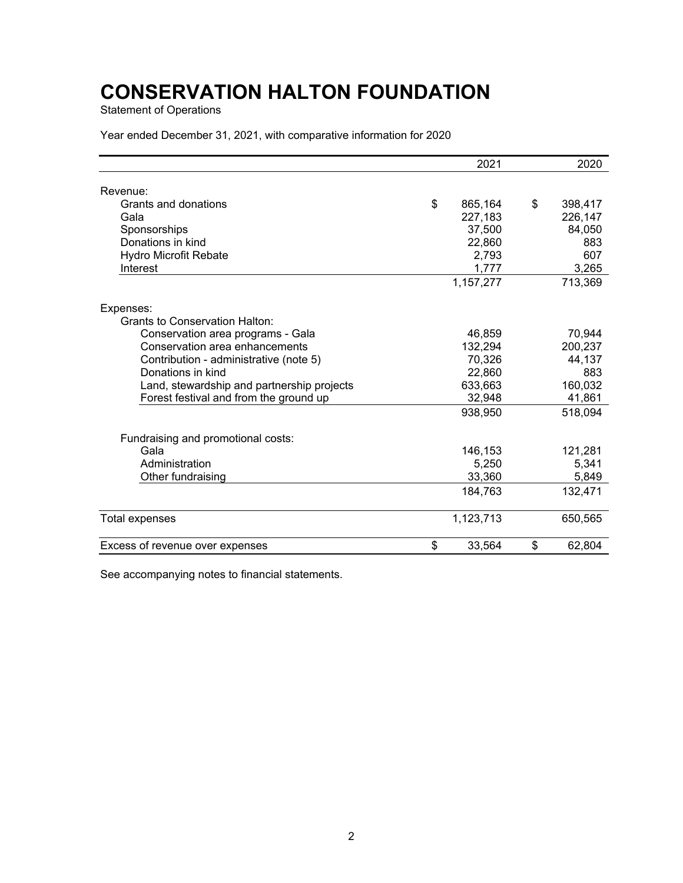# CONSERVATION HALTON FOUNDATION

Statement of Operations

Year ended December 31, 2021, with comparative information for 2020

| | 2021 | 2020 |
|---|---|---|
| Revenue: | | |
| Grants and donations | $ 865,164 | $ 398,417 |
| Gala | 227,183 | 226,147 |
| Sponsorships | 37,500 | 84,050 |
| Donations in kind | 22,860 | 883 |
| Hydro Microfit Rebate | 2,793 | 607 |
| Interest | 1,777 | 3,265 |
| | 1,157,277 | 713,369 |
| Expenses: | | |
| Grants to Conservation Halton: | | |
| Conservation area programs - Gala | 46,859 | 70,944 |
| Conservation area enhancements | 132,294 | 200,237 |
| Contribution - administrative (note 5) | 70,326 | 44,137 |
| Donations in kind | 22,860 | 883 |
| Land, stewardship and partnership projects | 633,663 | 160,032 |
| Forest festival and from the ground up | 32,948 | 41,861 |
| | 938,950 | 518,094 |
| Fundraising and promotional costs: | | |
| Gala | 146,153 | 121,281 |
| Administration | 5,250 | 5,341 |
| Other fundraising | 33,360 | 5,849 |
| | 184,763 | 132,471 |
| Total expenses | 1,123,713 | 650,565 |
| Excess of revenue over expenses | $ 33,564 | $ 62,804 |

See accompanying notes to financial statements.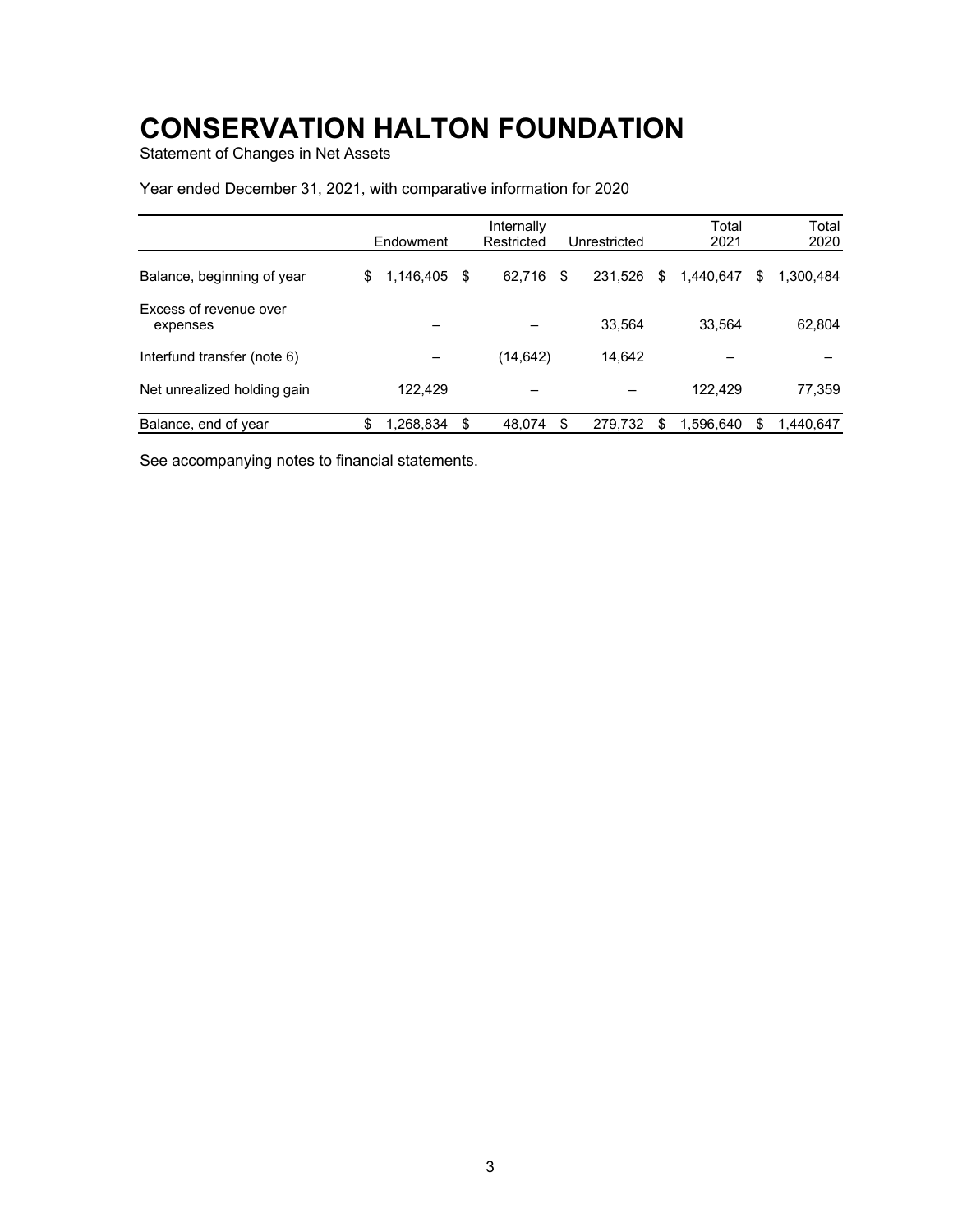# CONSERVATION HALTON FOUNDATION

Statement of Changes in Net Assets

Year ended December 31, 2021, with comparative information for 2020

| | Endowment | Internally Restricted | Unrestricted | Total 2021 | Total 2020 |
|---|---|---|---|---|---|
| Balance, beginning of year | $ 1,146,405 | $ 62,716 | $ 231,526 | $ 1,440,647 | $ 1,300,484 |
| Excess of revenue over expenses | – | – | 33,564 | 33,564 | 62,804 |
| Interfund transfer (note 6) | – | (14,642) | 14,642 | – | – |
| Net unrealized holding gain | 122,429 | – | – | 122,429 | 77,359 |
| Balance, end of year | $ 1,268,834 | $ 48,074 | $ 279,732 | $ 1,596,640 | $ 1,440,647 |

See accompanying notes to financial statements.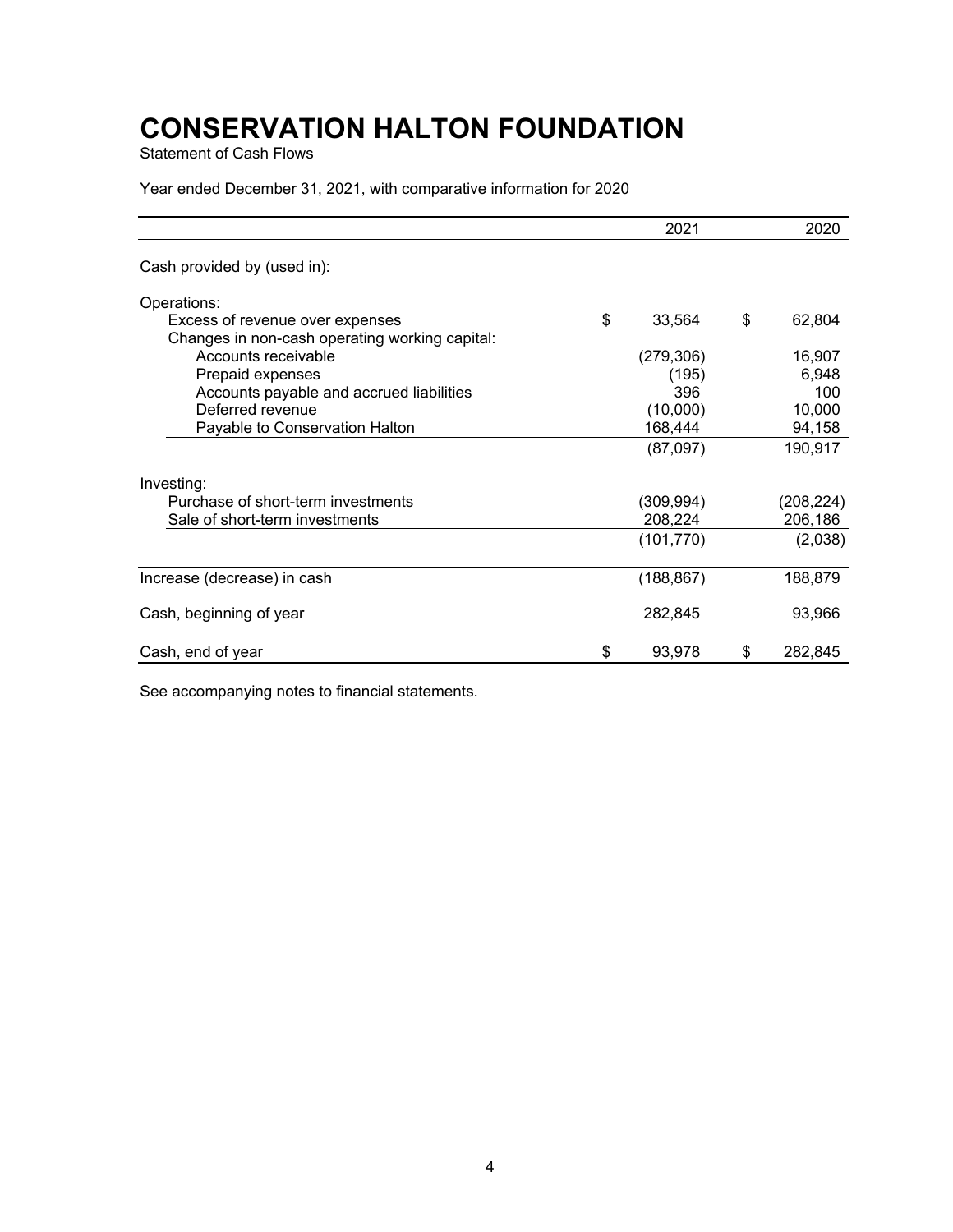# CONSERVATION HALTON FOUNDATION

Statement of Cash Flows

Year ended December 31, 2021, with comparative information for 2020

| | 2021 | 2020 |
|---|---|---|
| Cash provided by (used in): | | |
| Operations: | | |
| Excess of revenue over expenses | $ 33,564 | $ 62,804 |
| Changes in non-cash operating working capital: | | |
| Accounts receivable | (279,306) | 16,907 |
| Prepaid expenses | (195) | 6,948 |
| Accounts payable and accrued liabilities | 396 | 100 |
| Deferred revenue | (10,000) | 10,000 |
| Payable to Conservation Halton | 168,444 | 94,158 |
| | (87,097) | 190,917 |
| Investing: | | |
| Purchase of short-term investments | (309,994) | (208,224) |
| Sale of short-term investments | 208,224 | 206,186 |
| | (101,770) | (2,038) |
| Increase (decrease) in cash | (188,867) | 188,879 |
| Cash, beginning of year | 282,845 | 93,966 |
| Cash, end of year | $ 93,978 | $ 282,845 |

See accompanying notes to financial statements.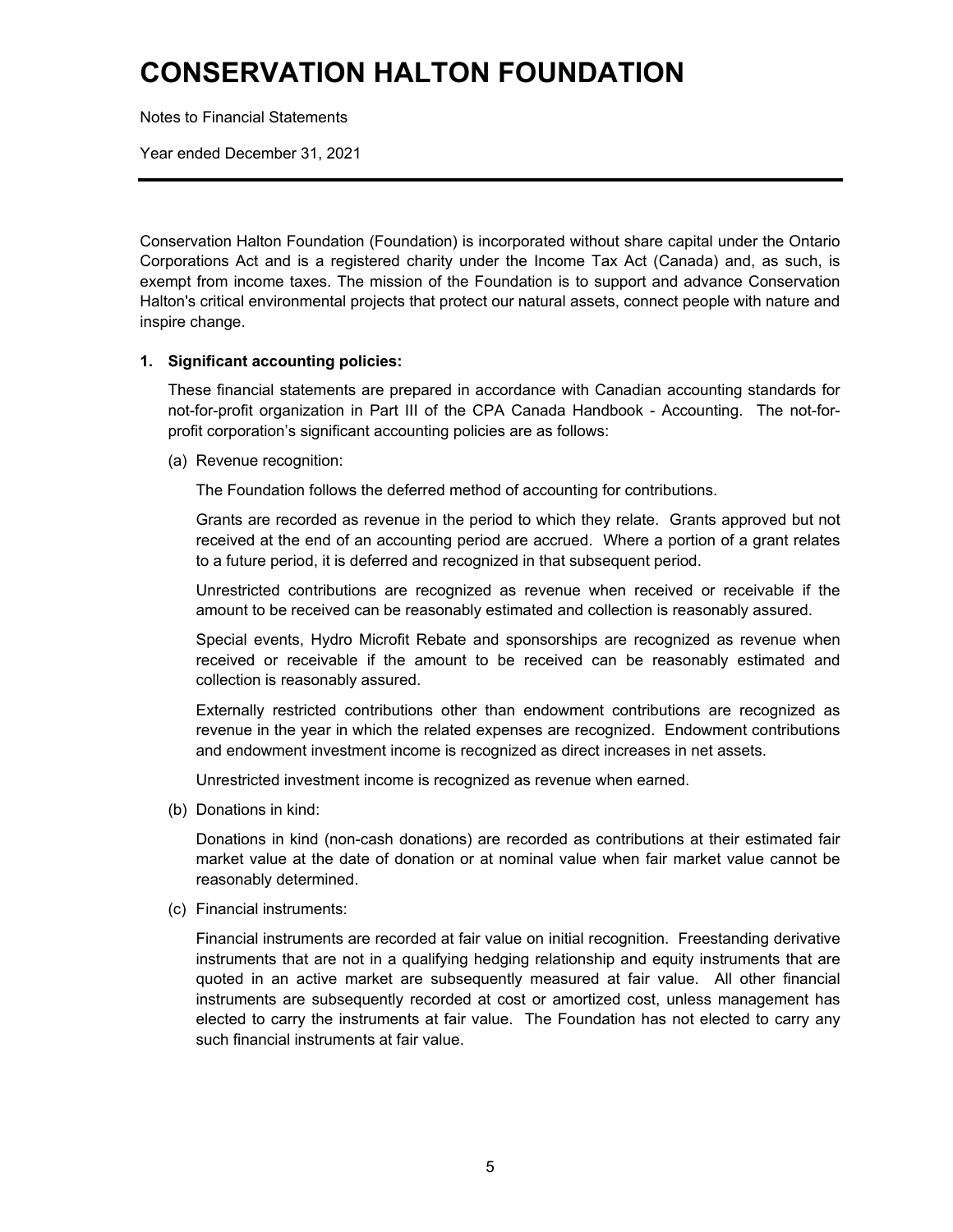# CONSERVATION HALTON FOUNDATION

Notes to Financial Statements

Year ended December 31, 2021

---

Conservation Halton Foundation (Foundation) is incorporated without share capital under the Ontario Corporations Act and is a registered charity under the Income Tax Act (Canada) and, as such, is exempt from income taxes. The mission of the Foundation is to support and advance Conservation Halton's critical environmental projects that protect our natural assets, connect people with nature and inspire change.

**1. Significant accounting policies:**

These financial statements are prepared in accordance with Canadian accounting standards for not-for-profit organization in Part III of the CPA Canada Handbook - Accounting. The not-for-profit corporation's significant accounting policies are as follows:

(a) Revenue recognition:

The Foundation follows the deferred method of accounting for contributions.

Grants are recorded as revenue in the period to which they relate. Grants approved but not received at the end of an accounting period are accrued. Where a portion of a grant relates to a future period, it is deferred and recognized in that subsequent period.

Unrestricted contributions are recognized as revenue when received or receivable if the amount to be received can be reasonably estimated and collection is reasonably assured.

Special events, Hydro Microfit Rebate and sponsorships are recognized as revenue when received or receivable if the amount to be received can be reasonably estimated and collection is reasonably assured.

Externally restricted contributions other than endowment contributions are recognized as revenue in the year in which the related expenses are recognized. Endowment contributions and endowment investment income is recognized as direct increases in net assets.

Unrestricted investment income is recognized as revenue when earned.

(b) Donations in kind:

Donations in kind (non-cash donations) are recorded as contributions at their estimated fair market value at the date of donation or at nominal value when fair market value cannot be reasonably determined.

(c) Financial instruments:

Financial instruments are recorded at fair value on initial recognition. Freestanding derivative instruments that are not in a qualifying hedging relationship and equity instruments that are quoted in an active market are subsequently measured at fair value. All other financial instruments are subsequently recorded at cost or amortized cost, unless management has elected to carry the instruments at fair value. The Foundation has not elected to carry any such financial instruments at fair value.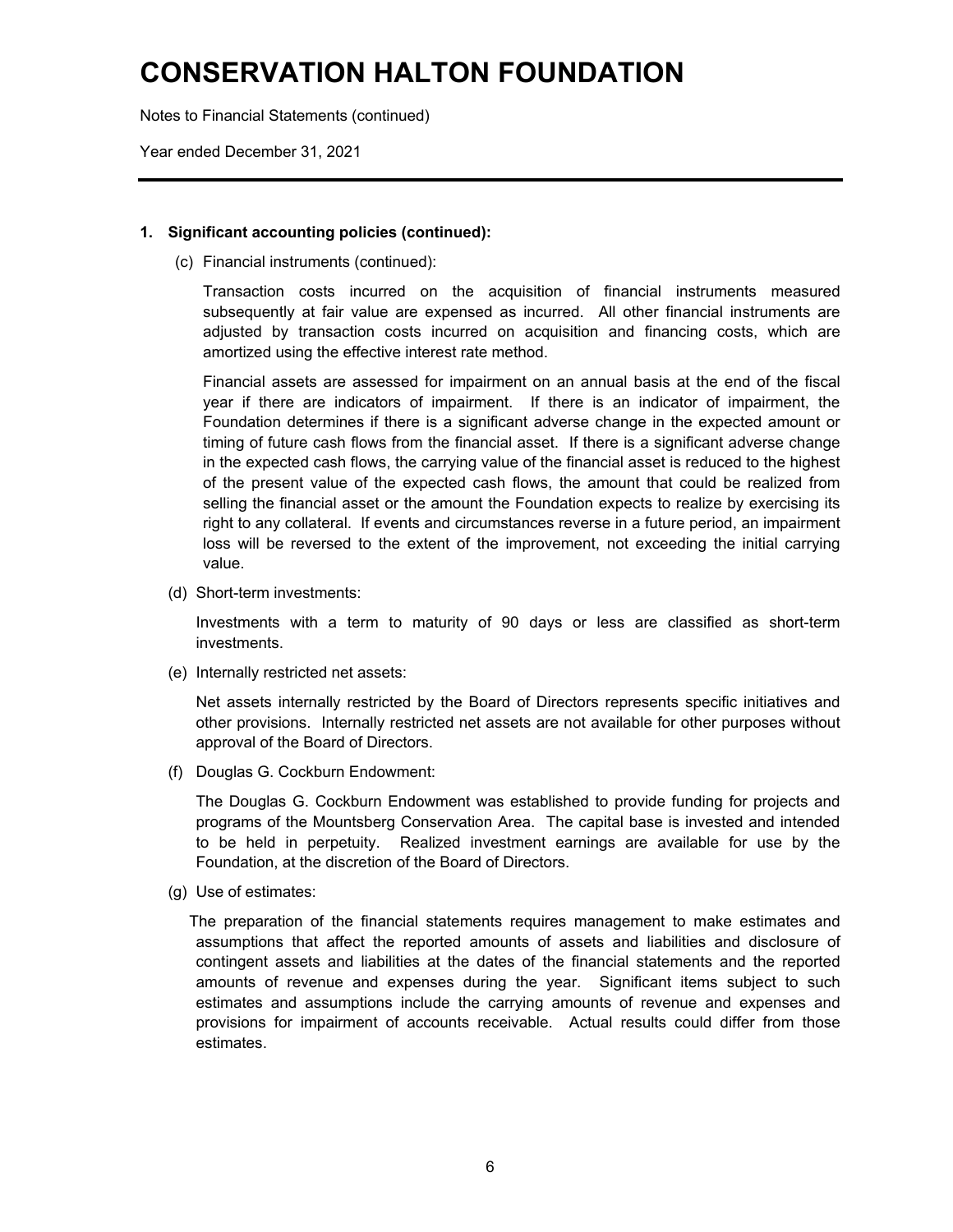# CONSERVATION HALTON FOUNDATION

Notes to Financial Statements (continued)

Year ended December 31, 2021

**1. Significant accounting policies (continued):**

(c) Financial instruments (continued):

Transaction costs incurred on the acquisition of financial instruments measured subsequently at fair value are expensed as incurred. All other financial instruments are adjusted by transaction costs incurred on acquisition and financing costs, which are amortized using the effective interest rate method.

Financial assets are assessed for impairment on an annual basis at the end of the fiscal year if there are indicators of impairment. If there is an indicator of impairment, the Foundation determines if there is a significant adverse change in the expected amount or timing of future cash flows from the financial asset. If there is a significant adverse change in the expected cash flows, the carrying value of the financial asset is reduced to the highest of the present value of the expected cash flows, the amount that could be realized from selling the financial asset or the amount the Foundation expects to realize by exercising its right to any collateral. If events and circumstances reverse in a future period, an impairment loss will be reversed to the extent of the improvement, not exceeding the initial carrying value.

(d) Short-term investments:

Investments with a term to maturity of 90 days or less are classified as short-term investments.

(e) Internally restricted net assets:

Net assets internally restricted by the Board of Directors represents specific initiatives and other provisions. Internally restricted net assets are not available for other purposes without approval of the Board of Directors.

(f) Douglas G. Cockburn Endowment:

The Douglas G. Cockburn Endowment was established to provide funding for projects and programs of the Mountsberg Conservation Area. The capital base is invested and intended to be held in perpetuity. Realized investment earnings are available for use by the Foundation, at the discretion of the Board of Directors.

(g) Use of estimates:

The preparation of the financial statements requires management to make estimates and assumptions that affect the reported amounts of assets and liabilities and disclosure of contingent assets and liabilities at the dates of the financial statements and the reported amounts of revenue and expenses during the year. Significant items subject to such estimates and assumptions include the carrying amounts of revenue and expenses and provisions for impairment of accounts receivable. Actual results could differ from those estimates.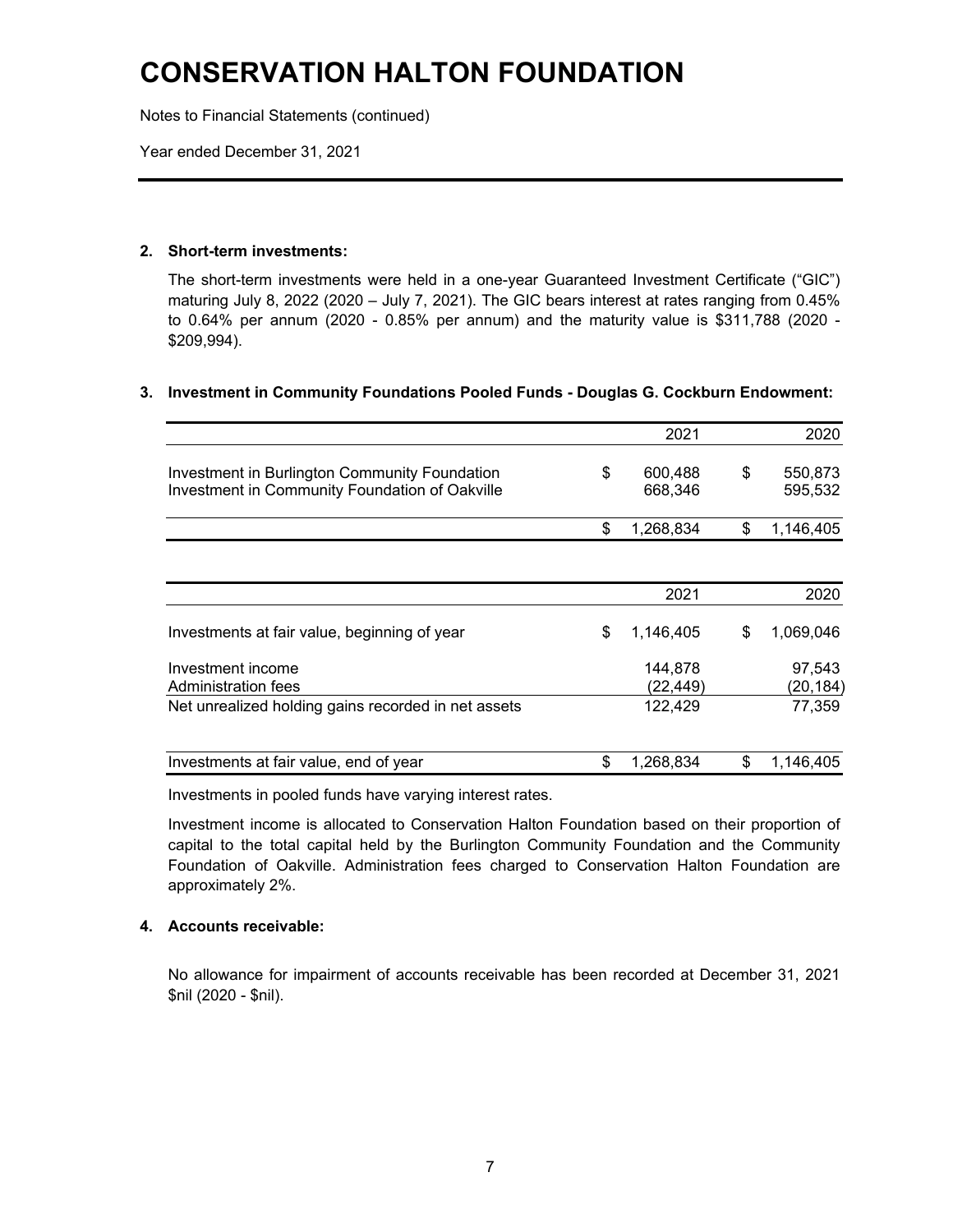# CONSERVATION HALTON FOUNDATION

Notes to Financial Statements (continued)

Year ended December 31, 2021

## 2. Short-term investments:

The short-term investments were held in a one-year Guaranteed Investment Certificate ("GIC") maturing July 8, 2022 (2020 – July 7, 2021). The GIC bears interest at rates ranging from 0.45% to 0.64% per annum (2020 - 0.85% per annum) and the maturity value is $311,788 (2020 - $209,994).

## 3. Investment in Community Foundations Pooled Funds - Douglas G. Cockburn Endowment:

| | 2021 | 2020 |
|---|---|---|
| Investment in Burlington Community Foundation | $ 600,488 | $ 550,873 |
| Investment in Community Foundation of Oakville | 668,346 | 595,532 |
| | $ 1,268,834 | $ 1,146,405 |

| | 2021 | 2020 |
|---|---|---|
| Investments at fair value, beginning of year | $ 1,146,405 | $ 1,069,046 |
| Investment income | 144,878 | 97,543 |
| Administration fees | (22,449) | (20,184) |
| Net unrealized holding gains recorded in net assets | 122,429 | 77,359 |
| Investments at fair value, end of year | $ 1,268,834 | $ 1,146,405 |

Investments in pooled funds have varying interest rates.

Investment income is allocated to Conservation Halton Foundation based on their proportion of capital to the total capital held by the Burlington Community Foundation and the Community Foundation of Oakville. Administration fees charged to Conservation Halton Foundation are approximately 2%.

## 4. Accounts receivable:

No allowance for impairment of accounts receivable has been recorded at December 31, 2021 $nil (2020 - $nil).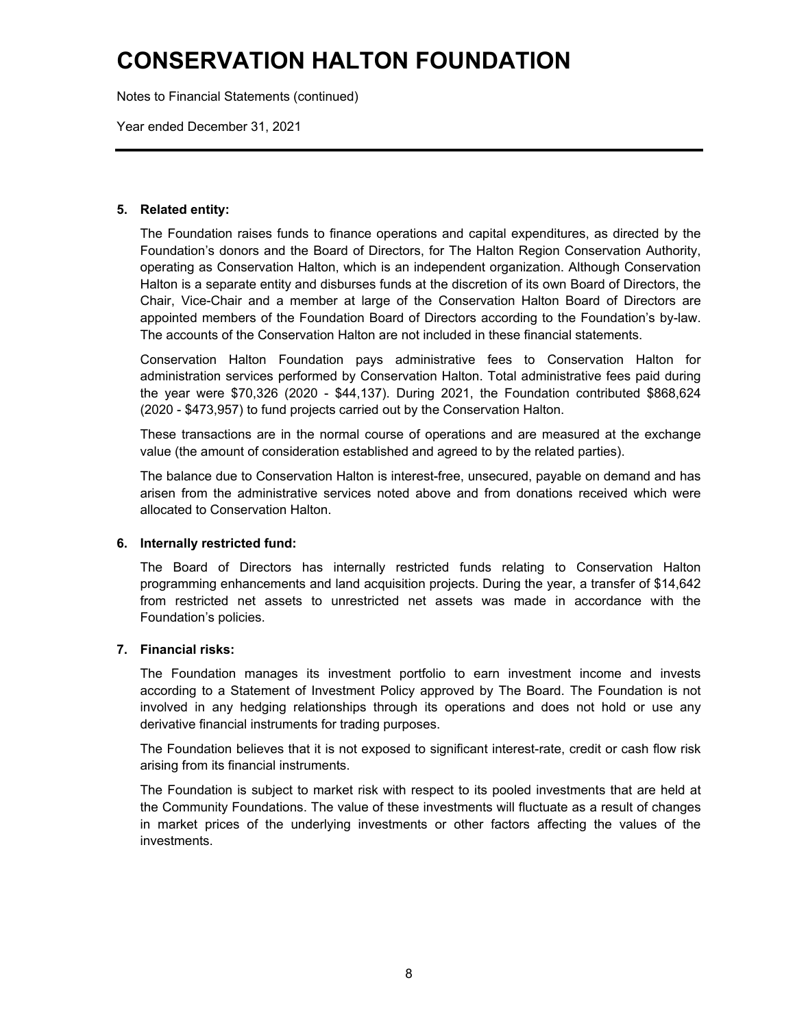# CONSERVATION HALTON FOUNDATION

Notes to Financial Statements (continued)

Year ended December 31, 2021

## 5. Related entity:

The Foundation raises funds to finance operations and capital expenditures, as directed by the Foundation's donors and the Board of Directors, for The Halton Region Conservation Authority, operating as Conservation Halton, which is an independent organization. Although Conservation Halton is a separate entity and disburses funds at the discretion of its own Board of Directors, the Chair, Vice-Chair and a member at large of the Conservation Halton Board of Directors are appointed members of the Foundation Board of Directors according to the Foundation's by-law. The accounts of the Conservation Halton are not included in these financial statements.

Conservation Halton Foundation pays administrative fees to Conservation Halton for administration services performed by Conservation Halton. Total administrative fees paid during the year were $70,326 (2020 - $44,137). During 2021, the Foundation contributed $868,624 (2020 - $473,957) to fund projects carried out by the Conservation Halton.

These transactions are in the normal course of operations and are measured at the exchange value (the amount of consideration established and agreed to by the related parties).

The balance due to Conservation Halton is interest-free, unsecured, payable on demand and has arisen from the administrative services noted above and from donations received which were allocated to Conservation Halton.

## 6. Internally restricted fund:

The Board of Directors has internally restricted funds relating to Conservation Halton programming enhancements and land acquisition projects. During the year, a transfer of $14,642 from restricted net assets to unrestricted net assets was made in accordance with the Foundation's policies.

## 7. Financial risks:

The Foundation manages its investment portfolio to earn investment income and invests according to a Statement of Investment Policy approved by The Board. The Foundation is not involved in any hedging relationships through its operations and does not hold or use any derivative financial instruments for trading purposes.

The Foundation believes that it is not exposed to significant interest-rate, credit or cash flow risk arising from its financial instruments.

The Foundation is subject to market risk with respect to its pooled investments that are held at the Community Foundations. The value of these investments will fluctuate as a result of changes in market prices of the underlying investments or other factors affecting the values of the investments.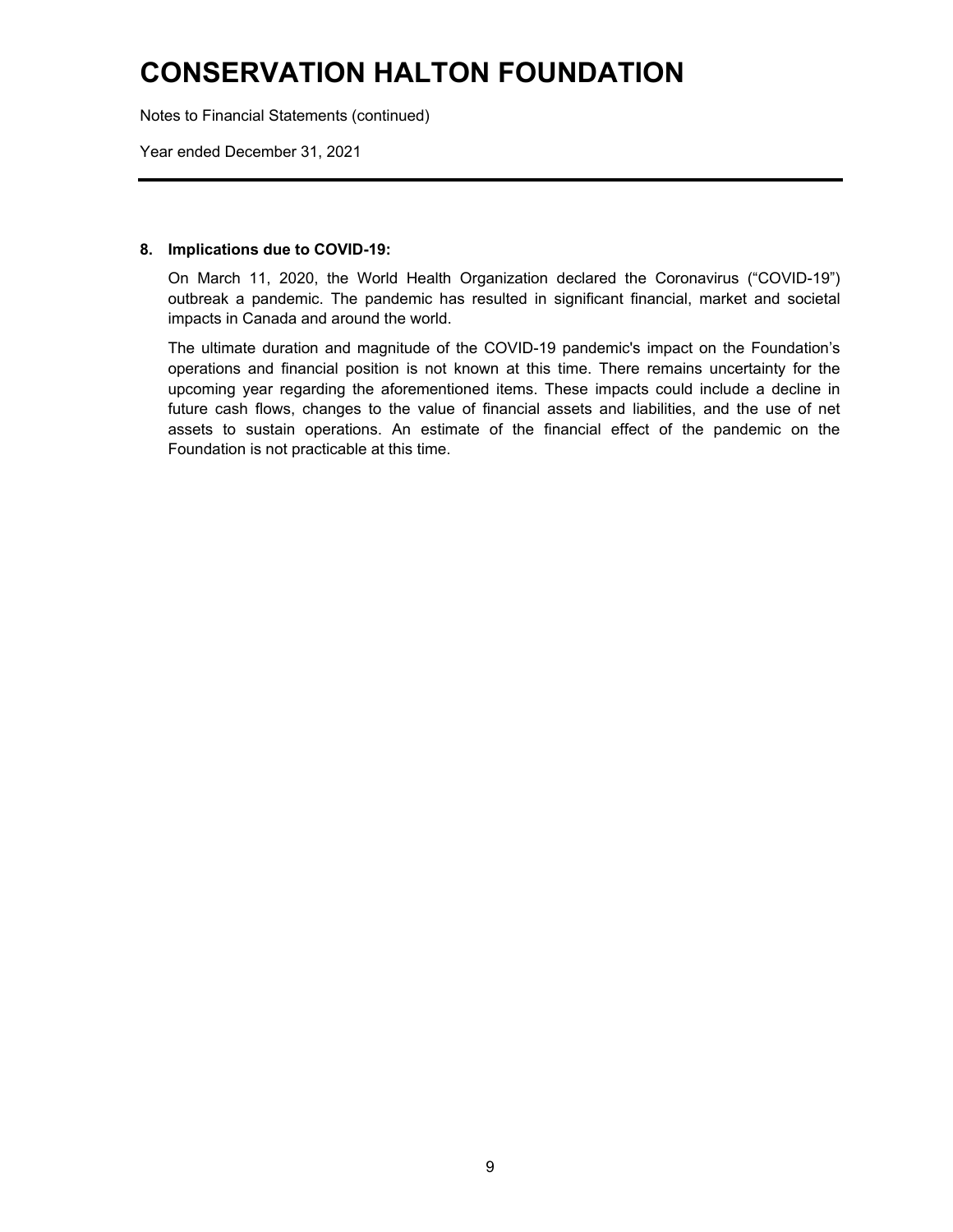# CONSERVATION HALTON FOUNDATION

Notes to Financial Statements (continued)

Year ended December 31, 2021

---

**8. Implications due to COVID-19:**

On March 11, 2020, the World Health Organization declared the Coronavirus ("COVID-19") outbreak a pandemic. The pandemic has resulted in significant financial, market and societal impacts in Canada and around the world.

The ultimate duration and magnitude of the COVID-19 pandemic's impact on the Foundation's operations and financial position is not known at this time. There remains uncertainty for the upcoming year regarding the aforementioned items. These impacts could include a decline in future cash flows, changes to the value of financial assets and liabilities, and the use of net assets to sustain operations. An estimate of the financial effect of the pandemic on the Foundation is not practicable at this time.